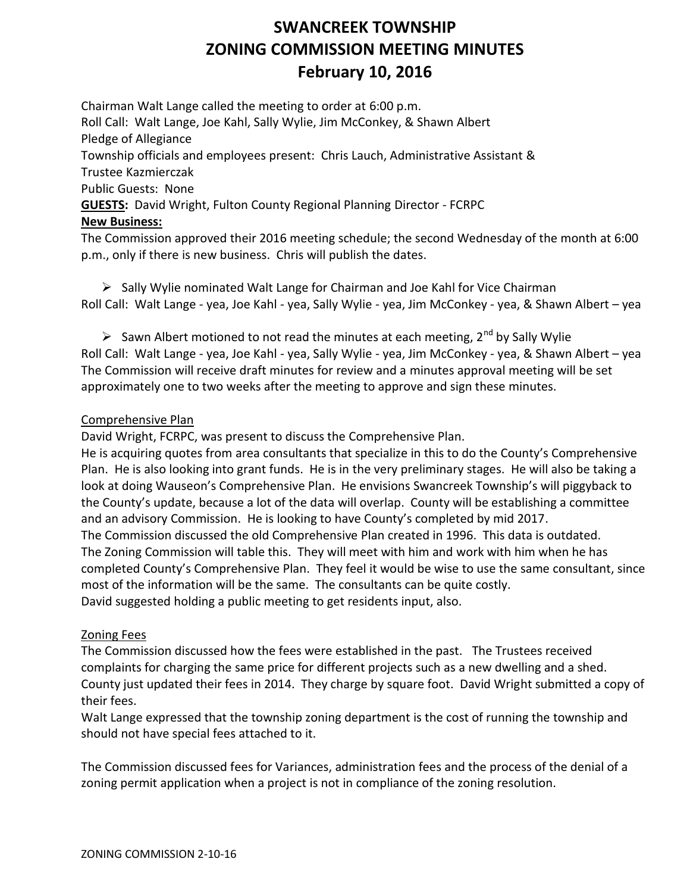# SWANCREEK TOWNSHIP
# ZONING COMMISSION MEETING MINUTES
# February 10, 2016

Chairman Walt Lange called the meeting to order at 6:00 p.m.
Roll Call: Walt Lange, Joe Kahl, Sally Wylie, Jim McConkey, & Shawn Albert
Pledge of Allegiance
Township officials and employees present: Chris Lauch, Administrative Assistant &
Trustee Kazmierczak
Public Guests: None
**GUESTS:** David Wright, Fulton County Regional Planning Director - FCRPC
**New Business:**
The Commission approved their 2016 meeting schedule; the second Wednesday of the month at 6:00 p.m., only if there is new business. Chris will publish the dates.

- Sally Wylie nominated Walt Lange for Chairman and Joe Kahl for Vice Chairman

Roll Call: Walt Lange - yea, Joe Kahl - yea, Sally Wylie - yea, Jim McConkey - yea, & Shawn Albert – yea

- Sawn Albert motioned to not read the minutes at each meeting, 2nd by Sally Wylie

Roll Call: Walt Lange - yea, Joe Kahl - yea, Sally Wylie - yea, Jim McConkey - yea, & Shawn Albert – yea
The Commission will receive draft minutes for review and a minutes approval meeting will be set approximately one to two weeks after the meeting to approve and sign these minutes.

Comprehensive Plan

David Wright, FCRPC, was present to discuss the Comprehensive Plan.
He is acquiring quotes from area consultants that specialize in this to do the County's Comprehensive Plan. He is also looking into grant funds. He is in the very preliminary stages. He will also be taking a look at doing Wauseon's Comprehensive Plan. He envisions Swancreek Township's will piggyback to the County's update, because a lot of the data will overlap. County will be establishing a committee and an advisory Commission. He is looking to have County's completed by mid 2017.
The Commission discussed the old Comprehensive Plan created in 1996. This data is outdated.
The Zoning Commission will table this. They will meet with him and work with him when he has completed County's Comprehensive Plan. They feel it would be wise to use the same consultant, since most of the information will be the same. The consultants can be quite costly.
David suggested holding a public meeting to get residents input, also.

Zoning Fees

The Commission discussed how the fees were established in the past. The Trustees received complaints for charging the same price for different projects such as a new dwelling and a shed. County just updated their fees in 2014. They charge by square foot. David Wright submitted a copy of their fees.
Walt Lange expressed that the township zoning department is the cost of running the township and should not have special fees attached to it.

The Commission discussed fees for Variances, administration fees and the process of the denial of a zoning permit application when a project is not in compliance of the zoning resolution.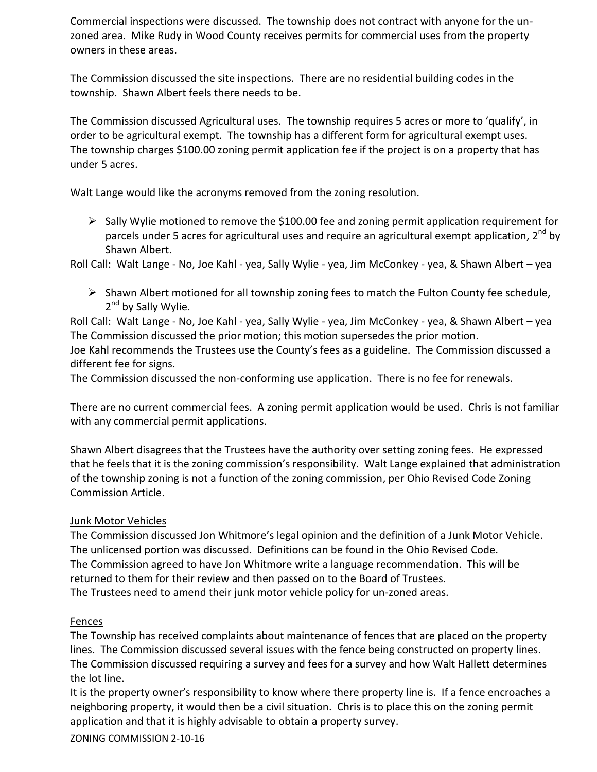Commercial inspections were discussed. The township does not contract with anyone for the un-zoned area. Mike Rudy in Wood County receives permits for commercial uses from the property owners in these areas.

The Commission discussed the site inspections. There are no residential building codes in the township. Shawn Albert feels there needs to be.

The Commission discussed Agricultural uses. The township requires 5 acres or more to 'qualify', in order to be agricultural exempt. The township has a different form for agricultural exempt uses. The township charges $100.00 zoning permit application fee if the project is on a property that has under 5 acres.

Walt Lange would like the acronyms removed from the zoning resolution.

- Sally Wylie motioned to remove the $100.00 fee and zoning permit application requirement for parcels under 5 acres for agricultural uses and require an agricultural exempt application, 2nd by Shawn Albert.

Roll Call: Walt Lange - No, Joe Kahl - yea, Sally Wylie - yea, Jim McConkey - yea, & Shawn Albert – yea

- Shawn Albert motioned for all township zoning fees to match the Fulton County fee schedule, 2nd by Sally Wylie.

Roll Call: Walt Lange - No, Joe Kahl - yea, Sally Wylie - yea, Jim McConkey - yea, & Shawn Albert – yea
The Commission discussed the prior motion; this motion supersedes the prior motion.
Joe Kahl recommends the Trustees use the County's fees as a guideline. The Commission discussed a different fee for signs.
The Commission discussed the non-conforming use application. There is no fee for renewals.

There are no current commercial fees. A zoning permit application would be used. Chris is not familiar with any commercial permit applications.

Shawn Albert disagrees that the Trustees have the authority over setting zoning fees. He expressed that he feels that it is the zoning commission's responsibility. Walt Lange explained that administration of the township zoning is not a function of the zoning commission, per Ohio Revised Code Zoning Commission Article.

Junk Motor Vehicles

The Commission discussed Jon Whitmore's legal opinion and the definition of a Junk Motor Vehicle. The unlicensed portion was discussed. Definitions can be found in the Ohio Revised Code.
The Commission agreed to have Jon Whitmore write a language recommendation. This will be returned to them for their review and then passed on to the Board of Trustees.
The Trustees need to amend their junk motor vehicle policy for un-zoned areas.

Fences

The Township has received complaints about maintenance of fences that are placed on the property lines. The Commission discussed several issues with the fence being constructed on property lines. The Commission discussed requiring a survey and fees for a survey and how Walt Hallett determines the lot line.
It is the property owner's responsibility to know where there property line is. If a fence encroaches a neighboring property, it would then be a civil situation. Chris is to place this on the zoning permit application and that it is highly advisable to obtain a property survey.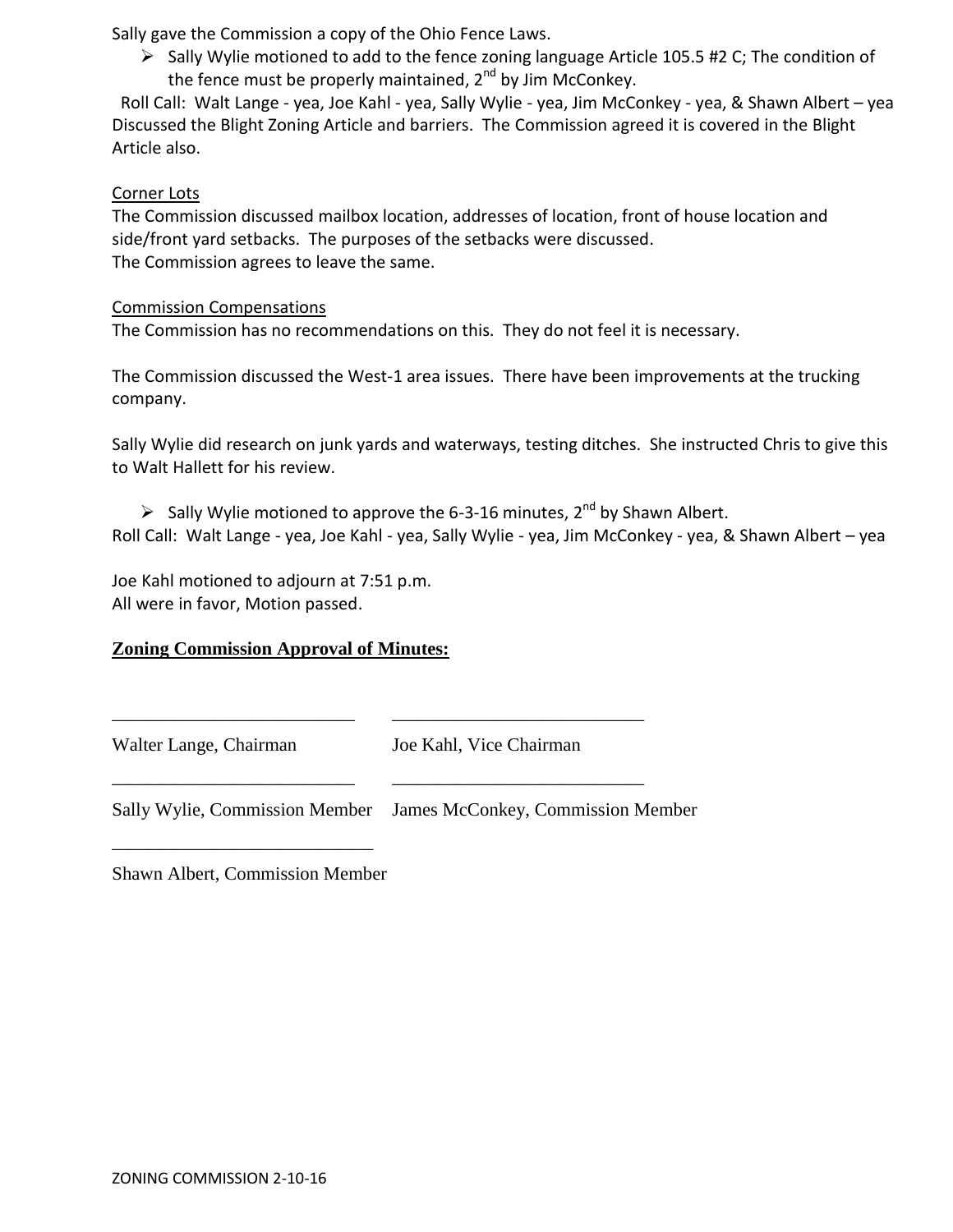Sally gave the Commission a copy of the Ohio Fence Laws.

- Sally Wylie motioned to add to the fence zoning language Article 105.5 #2 C; The condition of the fence must be properly maintained, 2nd by Jim McConkey.

Roll Call: Walt Lange - yea, Joe Kahl - yea, Sally Wylie - yea, Jim McConkey - yea, & Shawn Albert – yea

Discussed the Blight Zoning Article and barriers. The Commission agreed it is covered in the Blight Article also.

Corner Lots

The Commission discussed mailbox location, addresses of location, front of house location and side/front yard setbacks. The purposes of the setbacks were discussed.

The Commission agrees to leave the same.

Commission Compensations

The Commission has no recommendations on this. They do not feel it is necessary.

The Commission discussed the West-1 area issues. There have been improvements at the trucking company.

Sally Wylie did research on junk yards and waterways, testing ditches. She instructed Chris to give this to Walt Hallett for his review.

- Sally Wylie motioned to approve the 6-3-16 minutes, 2nd by Shawn Albert.

Roll Call: Walt Lange - yea, Joe Kahl - yea, Sally Wylie - yea, Jim McConkey - yea, & Shawn Albert – yea

Joe Kahl motioned to adjourn at 7:51 p.m.

All were in favor, Motion passed.

**Zoning Commission Approval of Minutes:**

___________________________ ___________________________

Walter Lange, Chairman Joe Kahl, Vice Chairman

___________________________ ___________________________

Sally Wylie, Commission Member James McConkey, Commission Member

___________________________

Shawn Albert, Commission Member

ZONING COMMISSION 2-10-16